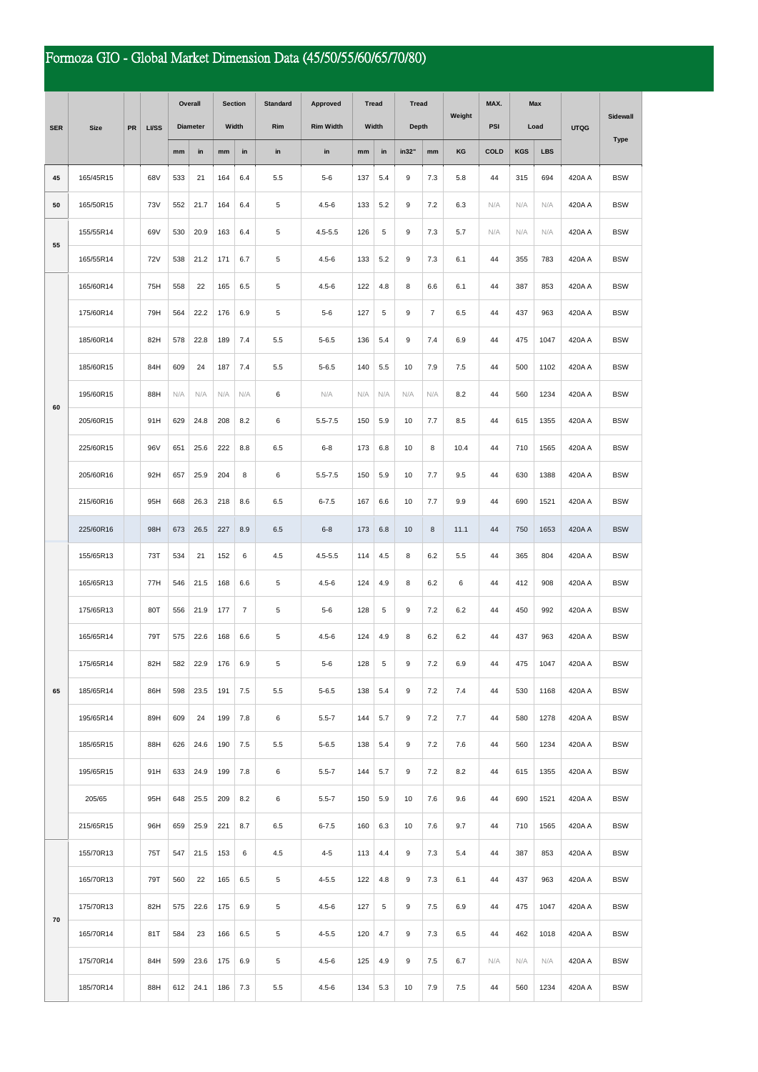# Formoza GIO - Global Market Dimension Data (45/50/55/60/65/70/80)

| SER | Size | PR | LI/SS | Overall Diameter | | Section Width | | Standard Rim | Approved Rim Width | Tread Width | | Tread Depth | | Weight | MAX. PSI | Max Load | | UTQG | Sidewall Type |
|---|---|---|---|---|---|---|---|---|---|---|---|---|---|---|---|---|---|---|---|
| | | | | mm | in | mm | in | in | in | mm | in | in32" | mm | KG | COLD | KGS | LBS | | |
| 45 | 165/45R15 | | 68V | 533 | 21 | 164 | 6.4 | 5.5 | 5-6 | 137 | 5.4 | 9 | 7.3 | 5.8 | 44 | 315 | 694 | 420A A | BSW |
| 50 | 165/50R15 | | 73V | 552 | 21.7 | 164 | 6.4 | 5 | 4.5-6 | 133 | 5.2 | 9 | 7.2 | 6.3 | N/A | N/A | N/A | 420A A | BSW |
| 55 | 155/55R14 | | 69V | 530 | 20.9 | 163 | 6.4 | 5 | 4.5-5.5 | 126 | 5 | 9 | 7.3 | 5.7 | N/A | N/A | N/A | 420A A | BSW |
| | 165/55R14 | | 72V | 538 | 21.2 | 171 | 6.7 | 5 | 4.5-6 | 133 | 5.2 | 9 | 7.3 | 6.1 | 44 | 355 | 783 | 420A A | BSW |
| 60 | 165/60R14 | | 75H | 558 | 22 | 165 | 6.5 | 5 | 4.5-6 | 122 | 4.8 | 8 | 6.6 | 6.1 | 44 | 387 | 853 | 420A A | BSW |
| | 175/60R14 | | 79H | 564 | 22.2 | 176 | 6.9 | 5 | 5-6 | 127 | 5 | 9 | 7 | 6.5 | 44 | 437 | 963 | 420A A | BSW |
| | 185/60R14 | | 82H | 578 | 22.8 | 189 | 7.4 | 5.5 | 5-6.5 | 136 | 5.4 | 9 | 7.4 | 6.9 | 44 | 475 | 1047 | 420A A | BSW |
| | 185/60R15 | | 84H | 609 | 24 | 187 | 7.4 | 5.5 | 5-6.5 | 140 | 5.5 | 10 | 7.9 | 7.5 | 44 | 500 | 1102 | 420A A | BSW |
| | 195/60R15 | | 88H | N/A | N/A | N/A | N/A | 6 | N/A | N/A | N/A | N/A | N/A | 8.2 | 44 | 560 | 1234 | 420A A | BSW |
| | 205/60R15 | | 91H | 629 | 24.8 | 208 | 8.2 | 6 | 5.5-7.5 | 150 | 5.9 | 10 | 7.7 | 8.5 | 44 | 615 | 1355 | 420A A | BSW |
| | 225/60R15 | | 96V | 651 | 25.6 | 222 | 8.8 | 6.5 | 6-8 | 173 | 6.8 | 10 | 8 | 10.4 | 44 | 710 | 1565 | 420A A | BSW |
| | 205/60R16 | | 92H | 657 | 25.9 | 204 | 8 | 6 | 5.5-7.5 | 150 | 5.9 | 10 | 7.7 | 9.5 | 44 | 630 | 1388 | 420A A | BSW |
| | 215/60R16 | | 95H | 668 | 26.3 | 218 | 8.6 | 6.5 | 6-7.5 | 167 | 6.6 | 10 | 7.7 | 9.9 | 44 | 690 | 1521 | 420A A | BSW |
| | 225/60R16 | | 98H | 673 | 26.5 | 227 | 8.9 | 6.5 | 6-8 | 173 | 6.8 | 10 | 8 | 11.1 | 44 | 750 | 1653 | 420A A | BSW |
| 65 | 155/65R13 | | 73T | 534 | 21 | 152 | 6 | 4.5 | 4.5-5.5 | 114 | 4.5 | 8 | 6.2 | 5.5 | 44 | 365 | 804 | 420A A | BSW |
| | 165/65R13 | | 77H | 546 | 21.5 | 168 | 6.6 | 5 | 4.5-6 | 124 | 4.9 | 8 | 6.2 | 6 | 44 | 412 | 908 | 420A A | BSW |
| | 175/65R13 | | 80T | 556 | 21.9 | 177 | 7 | 5 | 5-6 | 128 | 5 | 9 | 7.2 | 6.2 | 44 | 450 | 992 | 420A A | BSW |
| | 165/65R14 | | 79T | 575 | 22.6 | 168 | 6.6 | 5 | 4.5-6 | 124 | 4.9 | 8 | 6.2 | 6.2 | 44 | 437 | 963 | 420A A | BSW |
| | 175/65R14 | | 82H | 582 | 22.9 | 176 | 6.9 | 5 | 5-6 | 128 | 5 | 9 | 7.2 | 6.9 | 44 | 475 | 1047 | 420A A | BSW |
| | 185/65R14 | | 86H | 598 | 23.5 | 191 | 7.5 | 5.5 | 5-6.5 | 138 | 5.4 | 9 | 7.2 | 7.4 | 44 | 530 | 1168 | 420A A | BSW |
| | 195/65R14 | | 89H | 609 | 24 | 199 | 7.8 | 6 | 5.5-7 | 144 | 5.7 | 9 | 7.2 | 7.7 | 44 | 580 | 1278 | 420A A | BSW |
| | 185/65R15 | | 88H | 626 | 24.6 | 190 | 7.5 | 5.5 | 5-6.5 | 138 | 5.4 | 9 | 7.2 | 7.6 | 44 | 560 | 1234 | 420A A | BSW |
| | 195/65R15 | | 91H | 633 | 24.9 | 199 | 7.8 | 6 | 5.5-7 | 144 | 5.7 | 9 | 7.2 | 8.2 | 44 | 615 | 1355 | 420A A | BSW |
| | 205/65 | | 95H | 648 | 25.5 | 209 | 8.2 | 6 | 5.5-7 | 150 | 5.9 | 10 | 7.6 | 9.6 | 44 | 690 | 1521 | 420A A | BSW |
| | 215/65R15 | | 96H | 659 | 25.9 | 221 | 8.7 | 6.5 | 6-7.5 | 160 | 6.3 | 10 | 7.6 | 9.7 | 44 | 710 | 1565 | 420A A | BSW |
| 70 | 155/70R13 | | 75T | 547 | 21.5 | 153 | 6 | 4.5 | 4-5 | 113 | 4.4 | 9 | 7.3 | 5.4 | 44 | 387 | 853 | 420A A | BSW |
| | 165/70R13 | | 79T | 560 | 22 | 165 | 6.5 | 5 | 4-5.5 | 122 | 4.8 | 9 | 7.3 | 6.1 | 44 | 437 | 963 | 420A A | BSW |
| | 175/70R13 | | 82H | 575 | 22.6 | 175 | 6.9 | 5 | 4.5-6 | 127 | 5 | 9 | 7.5 | 6.9 | 44 | 475 | 1047 | 420A A | BSW |
| | 165/70R14 | | 81T | 584 | 23 | 166 | 6.5 | 5 | 4-5.5 | 120 | 4.7 | 9 | 7.3 | 6.5 | 44 | 462 | 1018 | 420A A | BSW |
| | 175/70R14 | | 84H | 599 | 23.6 | 175 | 6.9 | 5 | 4.5-6 | 125 | 4.9 | 9 | 7.5 | 6.7 | N/A | N/A | N/A | 420A A | BSW |
| | 185/70R14 | | 88H | 612 | 24.1 | 186 | 7.3 | 5.5 | 4.5-6 | 134 | 5.3 | 10 | 7.9 | 7.5 | 44 | 560 | 1234 | 420A A | BSW |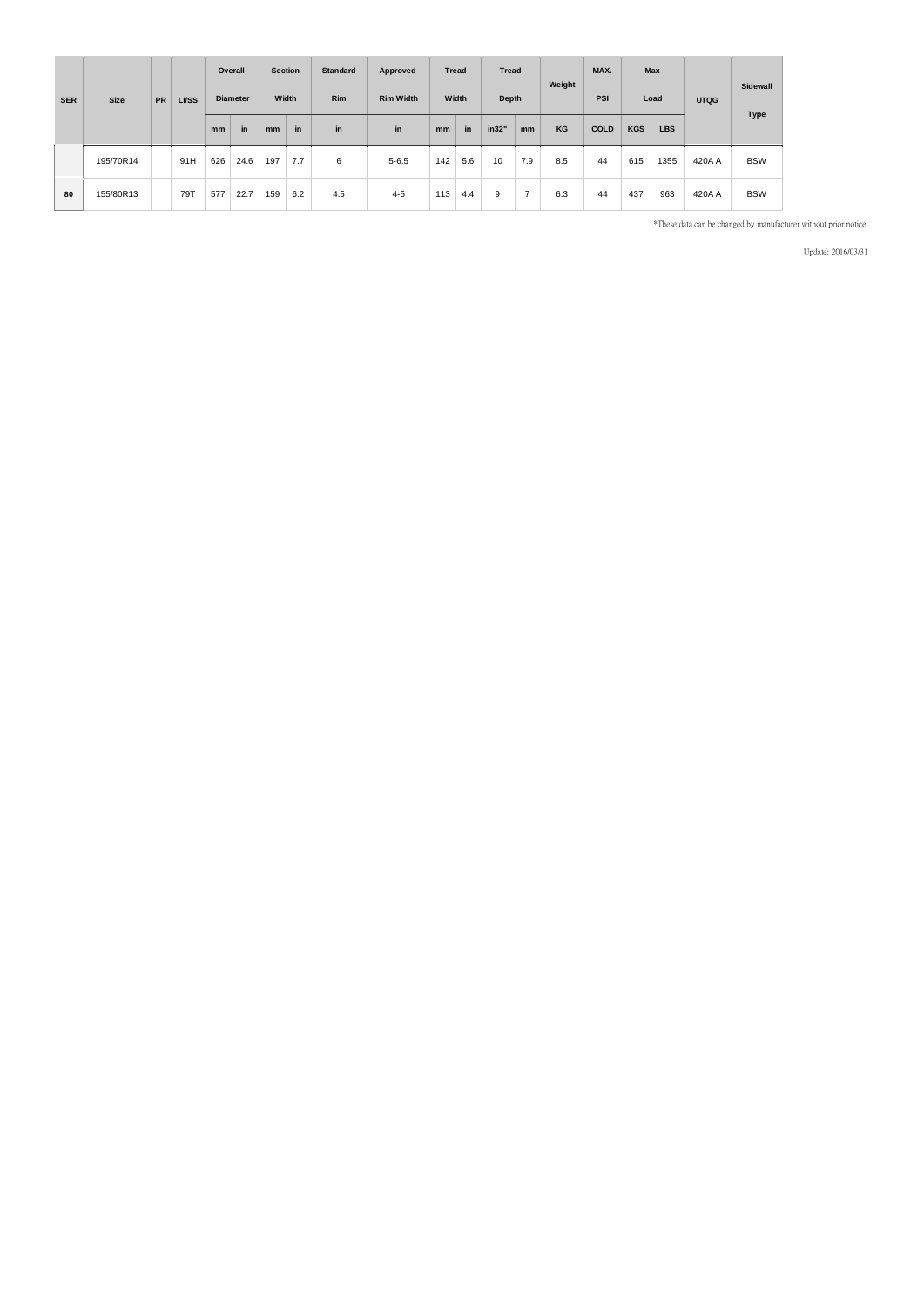| SER | Size | PR | LI/SS | Overall Diameter | | Section Width | | Standard Rim | Approved Rim Width | Tread Width | | Tread Depth | | Weight | MAX. PSI | Max Load | | UTQG | Sidewall Type |
|---|---|---|---|---|---|---|---|---|---|---|---|---|---|---|---|---|---|---|---|
| | | | | mm | in | mm | in | in | in | mm | in | in32" | mm | KG | COLD | KGS | LBS | | |
| | 195/70R14 | | 91H | 626 | 24.6 | 197 | 7.7 | 6 | 5-6.5 | 142 | 5.6 | 10 | 7.9 | 8.5 | 44 | 615 | 1355 | 420A A | BSW |
| 80 | 155/80R13 | | 79T | 577 | 22.7 | 159 | 6.2 | 4.5 | 4-5 | 113 | 4.4 | 9 | 7 | 6.3 | 44 | 437 | 963 | 420A A | BSW |

*These data can be changed by manufacturer without prior notice.

Update: 2016/03/31